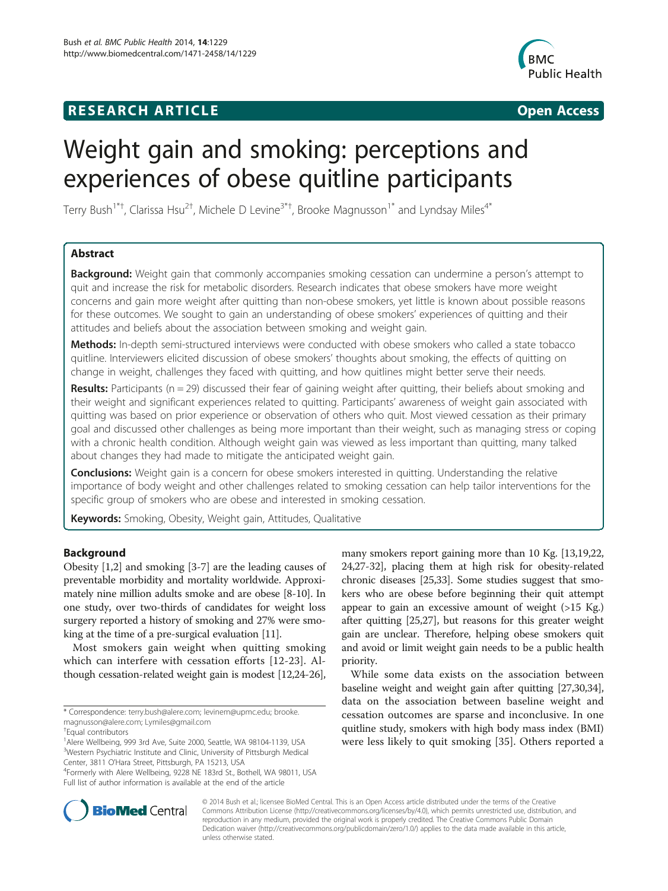RESEARCH ARTICLE Open Access

# Weight gain and smoking: perceptions and experiences of obese quitline participants

Terry Bush[1*†], Clarissa Hsu[2†], Michele D Levine[3*†], Brooke Magnusson[1*] and Lyndsay Miles[4*]

## Abstract

**Background:** Weight gain that commonly accompanies smoking cessation can undermine a person's attempt to quit and increase the risk for metabolic disorders. Research indicates that obese smokers have more weight concerns and gain more weight after quitting than non-obese smokers, yet little is known about possible reasons for these outcomes. We sought to gain an understanding of obese smokers' experiences of quitting and their attitudes and beliefs about the association between smoking and weight gain.

**Methods:** In-depth semi-structured interviews were conducted with obese smokers who called a state tobacco quitline. Interviewers elicited discussion of obese smokers' thoughts about smoking, the effects of quitting on change in weight, challenges they faced with quitting, and how quitlines might better serve their needs.

**Results:** Participants (n = 29) discussed their fear of gaining weight after quitting, their beliefs about smoking and their weight and significant experiences related to quitting. Participants' awareness of weight gain associated with quitting was based on prior experience or observation of others who quit. Most viewed cessation as their primary goal and discussed other challenges as being more important than their weight, such as managing stress or coping with a chronic health condition. Although weight gain was viewed as less important than quitting, many talked about changes they had made to mitigate the anticipated weight gain.

**Conclusions:** Weight gain is a concern for obese smokers interested in quitting. Understanding the relative importance of body weight and other challenges related to smoking cessation can help tailor interventions for the specific group of smokers who are obese and interested in smoking cessation.

**Keywords:** Smoking, Obesity, Weight gain, Attitudes, Qualitative

## Background

Obesity [1,2] and smoking [3-7] are the leading causes of preventable morbidity and mortality worldwide. Approximately nine million adults smoke and are obese [8-10]. In one study, over two-thirds of candidates for weight loss surgery reported a history of smoking and 27% were smoking at the time of a pre-surgical evaluation [11].

Most smokers gain weight when quitting smoking which can interfere with cessation efforts [12-23]. Although cessation-related weight gain is modest [12,24-26], many smokers report gaining more than 10 Kg. [13,19,22,24,27-32], placing them at high risk for obesity-related chronic diseases [25,33]. Some studies suggest that smokers who are obese before beginning their quit attempt appear to gain an excessive amount of weight (>15 Kg.) after quitting [25,27], but reasons for this greater weight gain are unclear. Therefore, helping obese smokers quit and avoid or limit weight gain needs to be a public health priority.

While some data exists on the association between baseline weight and weight gain after quitting [27,30,34], data on the association between baseline weight and cessation outcomes are sparse and inconclusive. In one quitline study, smokers with high body mass index (BMI) were less likely to quit smoking [35]. Others reported a

\* Correspondence: terry.bush@alere.com; levinem@upmc.edu; brooke.magnusson@alere.com; Lymiles@gmail.com

†Equal contributors

[1]Alere Wellbeing, 999 3rd Ave, Suite 2000, Seattle, WA 98104-1139, USA

[3]Western Psychiatric Institute and Clinic, University of Pittsburgh Medical Center, 3811 O'Hara Street, Pittsburgh, PA 15213, USA

[4]Formerly with Alere Wellbeing, 9228 NE 183rd St., Bothell, WA 98011, USA

Full list of author information is available at the end of the article

© 2014 Bush et al.; licensee BioMed Central. This is an Open Access article distributed under the terms of the Creative Commons Attribution License (http://creativecommons.org/licenses/by/4.0), which permits unrestricted use, distribution, and reproduction in any medium, provided the original work is properly credited. The Creative Commons Public Domain Dedication waiver (http://creativecommons.org/publicdomain/zero/1.0/) applies to the data made available in this article, unless otherwise stated.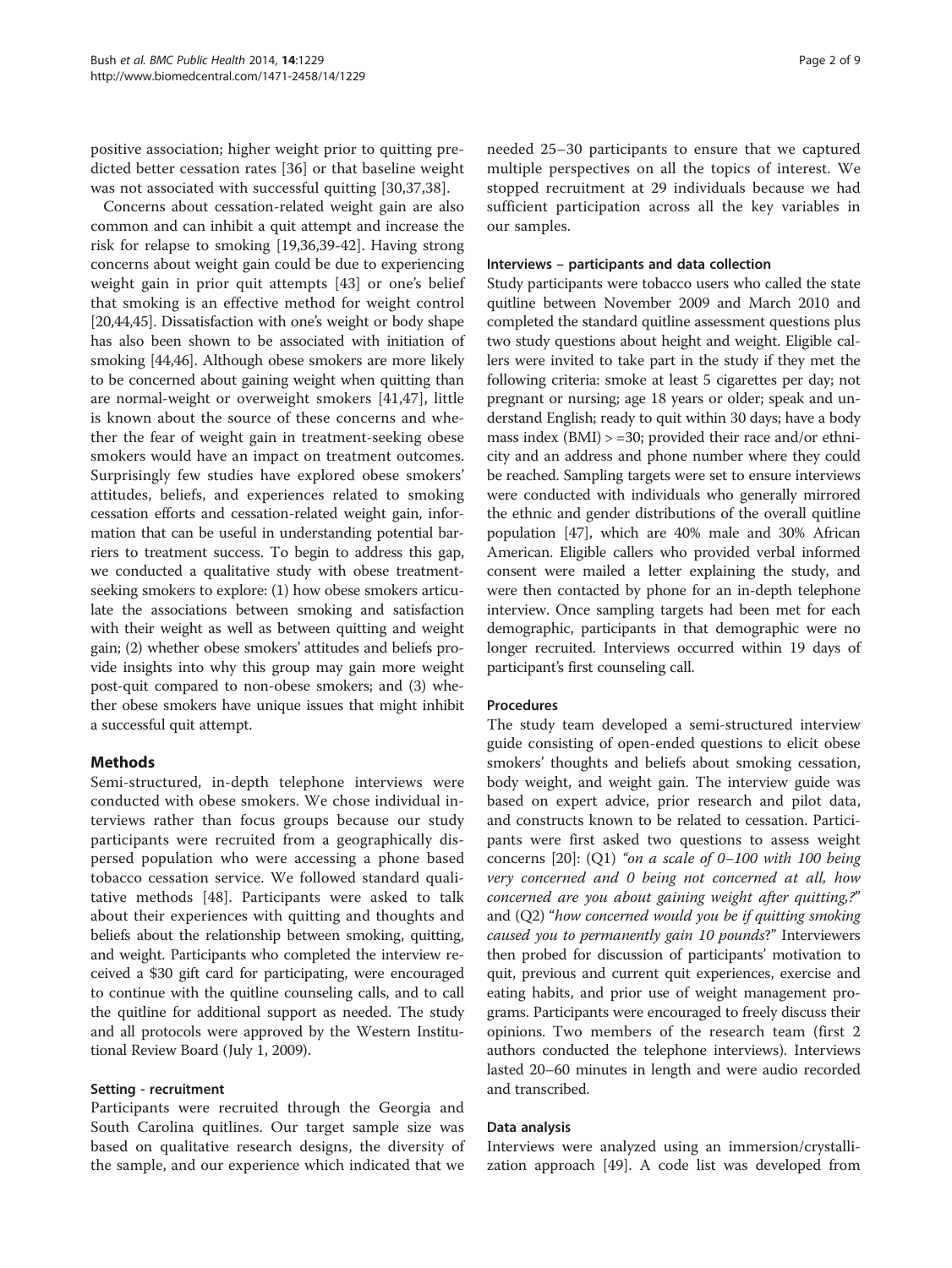positive association; higher weight prior to quitting predicted better cessation rates [36] or that baseline weight was not associated with successful quitting [30,37,38].

Concerns about cessation-related weight gain are also common and can inhibit a quit attempt and increase the risk for relapse to smoking [19,36,39-42]. Having strong concerns about weight gain could be due to experiencing weight gain in prior quit attempts [43] or one's belief that smoking is an effective method for weight control [20,44,45]. Dissatisfaction with one's weight or body shape has also been shown to be associated with initiation of smoking [44,46]. Although obese smokers are more likely to be concerned about gaining weight when quitting than are normal-weight or overweight smokers [41,47], little is known about the source of these concerns and whether the fear of weight gain in treatment-seeking obese smokers would have an impact on treatment outcomes. Surprisingly few studies have explored obese smokers' attitudes, beliefs, and experiences related to smoking cessation efforts and cessation-related weight gain, information that can be useful in understanding potential barriers to treatment success. To begin to address this gap, we conducted a qualitative study with obese treatment-seeking smokers to explore: (1) how obese smokers articulate the associations between smoking and satisfaction with their weight as well as between quitting and weight gain; (2) whether obese smokers' attitudes and beliefs provide insights into why this group may gain more weight post-quit compared to non-obese smokers; and (3) whether obese smokers have unique issues that might inhibit a successful quit attempt.

## Methods

Semi-structured, in-depth telephone interviews were conducted with obese smokers. We chose individual interviews rather than focus groups because our study participants were recruited from a geographically dispersed population who were accessing a phone based tobacco cessation service. We followed standard qualitative methods [48]. Participants were asked to talk about their experiences with quitting and thoughts and beliefs about the relationship between smoking, quitting, and weight. Participants who completed the interview received a $30 gift card for participating, were encouraged to continue with the quitline counseling calls, and to call the quitline for additional support as needed. The study and all protocols were approved by the Western Institutional Review Board (July 1, 2009).

### Setting - recruitment

Participants were recruited through the Georgia and South Carolina quitlines. Our target sample size was based on qualitative research designs, the diversity of the sample, and our experience which indicated that we needed 25–30 participants to ensure that we captured multiple perspectives on all the topics of interest. We stopped recruitment at 29 individuals because we had sufficient participation across all the key variables in our samples.

### Interviews – participants and data collection

Study participants were tobacco users who called the state quitline between November 2009 and March 2010 and completed the standard quitline assessment questions plus two study questions about height and weight. Eligible callers were invited to take part in the study if they met the following criteria: smoke at least 5 cigarettes per day; not pregnant or nursing; age 18 years or older; speak and understand English; ready to quit within 30 days; have a body mass index (BMI) > =30; provided their race and/or ethnicity and an address and phone number where they could be reached. Sampling targets were set to ensure interviews were conducted with individuals who generally mirrored the ethnic and gender distributions of the overall quitline population [47], which are 40% male and 30% African American. Eligible callers who provided verbal informed consent were mailed a letter explaining the study, and were then contacted by phone for an in-depth telephone interview. Once sampling targets had been met for each demographic, participants in that demographic were no longer recruited. Interviews occurred within 19 days of participant's first counseling call.

### Procedures

The study team developed a semi-structured interview guide consisting of open-ended questions to elicit obese smokers' thoughts and beliefs about smoking cessation, body weight, and weight gain. The interview guide was based on expert advice, prior research and pilot data, and constructs known to be related to cessation. Participants were first asked two questions to assess weight concerns [20]: (Q1) *"on a scale of 0–100 with 100 being very concerned and 0 being not concerned at all, how concerned are you about gaining weight after quitting,?"* and (Q2) *"how concerned would you be if quitting smoking caused you to permanently gain 10 pounds?"* Interviewers then probed for discussion of participants' motivation to quit, previous and current quit experiences, exercise and eating habits, and prior use of weight management programs. Participants were encouraged to freely discuss their opinions. Two members of the research team (first 2 authors conducted the telephone interviews). Interviews lasted 20–60 minutes in length and were audio recorded and transcribed.

### Data analysis

Interviews were analyzed using an immersion/crystallization approach [49]. A code list was developed from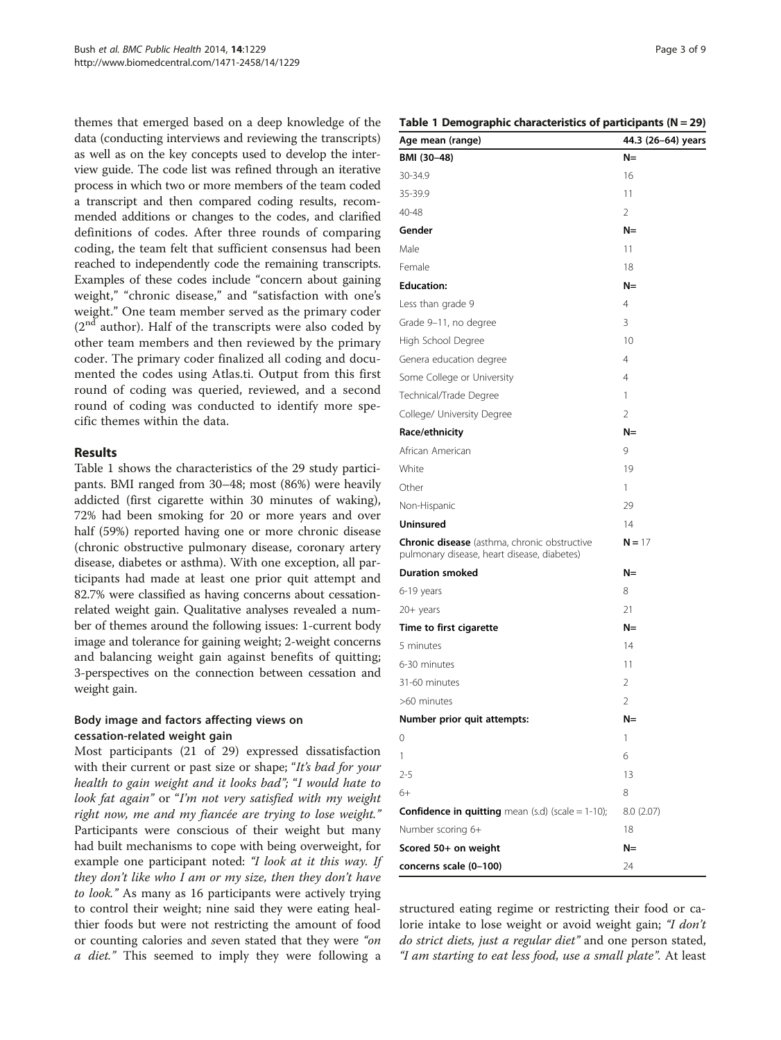themes that emerged based on a deep knowledge of the data (conducting interviews and reviewing the transcripts) as well as on the key concepts used to develop the interview guide. The code list was refined through an iterative process in which two or more members of the team coded a transcript and then compared coding results, recommended additions or changes to the codes, and clarified definitions of codes. After three rounds of comparing coding, the team felt that sufficient consensus had been reached to independently code the remaining transcripts. Examples of these codes include "concern about gaining weight," "chronic disease," and "satisfaction with one's weight." One team member served as the primary coder (2nd author). Half of the transcripts were also coded by other team members and then reviewed by the primary coder. The primary coder finalized all coding and documented the codes using Atlas.ti. Output from this first round of coding was queried, reviewed, and a second round of coding was conducted to identify more specific themes within the data.

## Results

Table 1 shows the characteristics of the 29 study participants. BMI ranged from 30–48; most (86%) were heavily addicted (first cigarette within 30 minutes of waking), 72% had been smoking for 20 or more years and over half (59%) reported having one or more chronic disease (chronic obstructive pulmonary disease, coronary artery disease, diabetes or asthma). With one exception, all participants had made at least one prior quit attempt and 82.7% were classified as having concerns about cessation-related weight gain. Qualitative analyses revealed a number of themes around the following issues: 1-current body image and tolerance for gaining weight; 2-weight concerns and balancing weight gain against benefits of quitting; 3-perspectives on the connection between cessation and weight gain.

**Table 1 Demographic characteristics of participants (N = 29)**

| Age mean (range) | 44.3 (26–64) years |
|---|---|
| **BMI (30–48)** | **N=** |
| 30-34.9 | 16 |
| 35-39.9 | 11 |
| 40-48 | 2 |
| **Gender** | **N=** |
| Male | 11 |
| Female | 18 |
| **Education:** | **N=** |
| Less than grade 9 | 4 |
| Grade 9–11, no degree | 3 |
| High School Degree | 10 |
| Genera education degree | 4 |
| Some College or University | 4 |
| Technical/Trade Degree | 1 |
| College/ University Degree | 2 |
| **Race/ethnicity** | **N=** |
| African American | 9 |
| White | 19 |
| Other | 1 |
| Non-Hispanic | 29 |
| **Uninsured** | 14 |
| **Chronic disease** (asthma, chronic obstructive pulmonary disease, heart disease, diabetes) | **N** = 17 |
| **Duration smoked** | **N=** |
| 6-19 years | 8 |
| 20+ years | 21 |
| **Time to first cigarette** | **N=** |
| 5 minutes | 14 |
| 6-30 minutes | 11 |
| 31-60 minutes | 2 |
| >60 minutes | 2 |
| **Number prior quit attempts:** | **N=** |
| 0 | 1 |
| 1 | 6 |
| 2-5 | 13 |
| 6+ | 8 |
| **Confidence in quitting** mean (s.d) (scale = 1-10); | 8.0 (2.07) |
| Number scoring 6+ | 18 |
| **Scored 50+ on weight concerns scale (0–100)** | **N=** 24 |

### Body image and factors affecting views on cessation-related weight gain

Most participants (21 of 29) expressed dissatisfaction with their current or past size or shape; "*It's bad for your health to gain weight and it looks bad*"; "*I would hate to look fat again*" or "*I'm not very satisfied with my weight right now, me and my fiancée are trying to lose weight.*" Participants were conscious of their weight but many had built mechanisms to cope with being overweight, for example one participant noted: *"I look at it this way. If they don't like who I am or my size, then they don't have to look."* As many as 16 participants were actively trying to control their weight; nine said they were eating healthier foods but were not restricting the amount of food or counting calories and seven stated that they were *"on a diet."* This seemed to imply they were following a structured eating regime or restricting their food or calorie intake to lose weight or avoid weight gain; *"I don't do strict diets, just a regular diet"* and one person stated, *"I am starting to eat less food, use a small plate"*. At least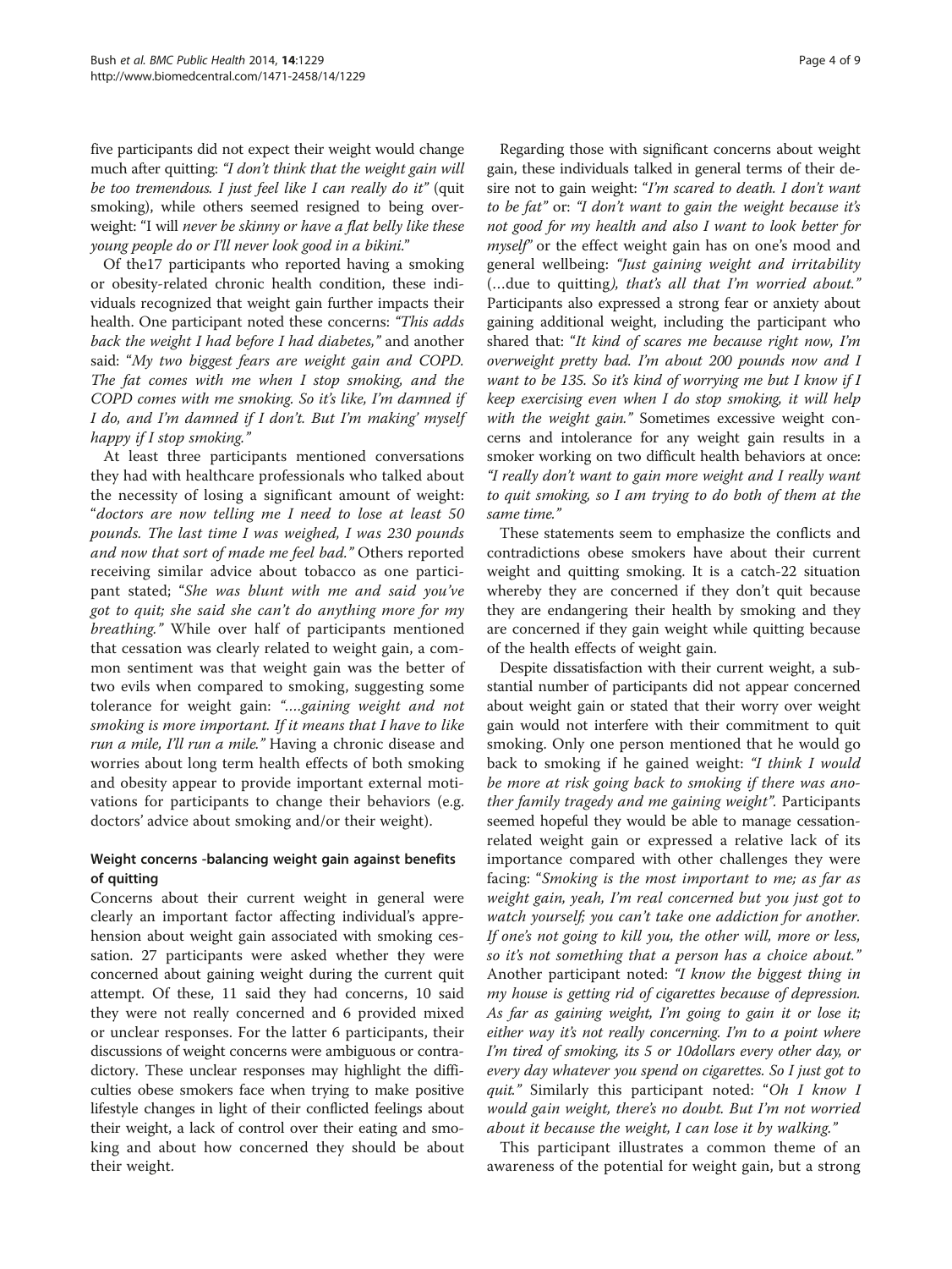five participants did not expect their weight would change much after quitting: *"I don't think that the weight gain will be too tremendous. I just feel like I can really do it"* (quit smoking), while others seemed resigned to being overweight: "I will *never be skinny or have a flat belly like these young people do or I'll never look good in a bikini*."

Of the17 participants who reported having a smoking or obesity-related chronic health condition, these individuals recognized that weight gain further impacts their health. One participant noted these concerns: *"This adds back the weight I had before I had diabetes,"* and another said: "*My two biggest fears are weight gain and COPD. The fat comes with me when I stop smoking, and the COPD comes with me smoking. So it's like, I'm damned if I do, and I'm damned if I don't. But I'm making' myself happy if I stop smoking."*

At least three participants mentioned conversations they had with healthcare professionals who talked about the necessity of losing a significant amount of weight: "*doctors are now telling me I need to lose at least 50 pounds. The last time I was weighed, I was 230 pounds and now that sort of made me feel bad."* Others reported receiving similar advice about tobacco as one participant stated; *"She was blunt with me and said you've got to quit; she said she can't do anything more for my breathing."* While over half of participants mentioned that cessation was clearly related to weight gain, a common sentiment was that weight gain was the better of two evils when compared to smoking, suggesting some tolerance for weight gain: *"….gaining weight and not smoking is more important. If it means that I have to like run a mile, I'll run a mile."* Having a chronic disease and worries about long term health effects of both smoking and obesity appear to provide important external motivations for participants to change their behaviors (e.g. doctors' advice about smoking and/or their weight).

### Weight concerns -balancing weight gain against benefits of quitting

Concerns about their current weight in general were clearly an important factor affecting individual's apprehension about weight gain associated with smoking cessation. 27 participants were asked whether they were concerned about gaining weight during the current quit attempt. Of these, 11 said they had concerns, 10 said they were not really concerned and 6 provided mixed or unclear responses. For the latter 6 participants, their discussions of weight concerns were ambiguous or contradictory. These unclear responses may highlight the difficulties obese smokers face when trying to make positive lifestyle changes in light of their conflicted feelings about their weight, a lack of control over their eating and smoking and about how concerned they should be about their weight.

Regarding those with significant concerns about weight gain, these individuals talked in general terms of their desire not to gain weight: "*I'm scared to death. I don't want to be fat"* or: *"I don't want to gain the weight because it's not good for my health and also I want to look better for myself"* or the effect weight gain has on one's mood and general wellbeing: *"Just gaining weight and irritability* (…due to quitting*), that's all that I'm worried about."* Participants also expressed a strong fear or anxiety about gaining additional weight, including the participant who shared that: *"It kind of scares me because right now, I'm overweight pretty bad. I'm about 200 pounds now and I want to be 135. So it's kind of worrying me but I know if I keep exercising even when I do stop smoking, it will help with the weight gain."* Sometimes excessive weight concerns and intolerance for any weight gain results in a smoker working on two difficult health behaviors at once: *"I really don't want to gain more weight and I really want to quit smoking, so I am trying to do both of them at the same time."*

These statements seem to emphasize the conflicts and contradictions obese smokers have about their current weight and quitting smoking. It is a catch-22 situation whereby they are concerned if they don't quit because they are endangering their health by smoking and they are concerned if they gain weight while quitting because of the health effects of weight gain.

Despite dissatisfaction with their current weight, a substantial number of participants did not appear concerned about weight gain or stated that their worry over weight gain would not interfere with their commitment to quit smoking. Only one person mentioned that he would go back to smoking if he gained weight: *"I think I would be more at risk going back to smoking if there was another family tragedy and me gaining weight".* Participants seemed hopeful they would be able to manage cessation-related weight gain or expressed a relative lack of its importance compared with other challenges they were facing: "*Smoking is the most important to me; as far as weight gain, yeah, I'm real concerned but you just got to watch yourself; you can't take one addiction for another. If one's not going to kill you, the other will, more or less, so it's not something that a person has a choice about."* Another participant noted: *"I know the biggest thing in my house is getting rid of cigarettes because of depression. As far as gaining weight, I'm going to gain it or lose it; either way it's not really concerning. I'm to a point where I'm tired of smoking, its 5 or 10dollars every other day, or every day whatever you spend on cigarettes. So I just got to quit."* Similarly this participant noted: "*Oh I know I would gain weight, there's no doubt. But I'm not worried about it because the weight, I can lose it by walking."*

This participant illustrates a common theme of an awareness of the potential for weight gain, but a strong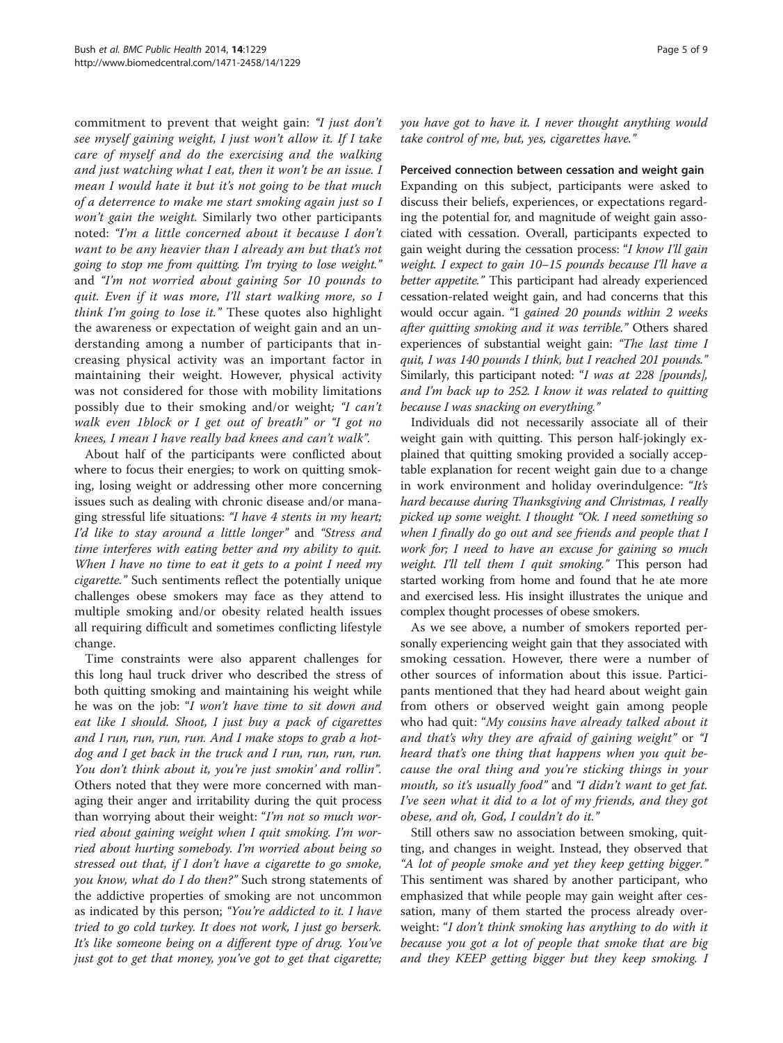commitment to prevent that weight gain: *"I just don't see myself gaining weight, I just won't allow it. If I take care of myself and do the exercising and the walking and just watching what I eat, then it won't be an issue. I mean I would hate it but it's not going to be that much of a deterrence to make me start smoking again just so I won't gain the weight.* Similarly two other participants noted: *"I'm a little concerned about it because I don't want to be any heavier than I already am but that's not going to stop me from quitting. I'm trying to lose weight."* and *"I'm not worried about gaining 5or 10 pounds to quit. Even if it was more, I'll start walking more, so I think I'm going to lose it."* These quotes also highlight the awareness or expectation of weight gain and an understanding among a number of participants that increasing physical activity was an important factor in maintaining their weight. However, physical activity was not considered for those with mobility limitations possibly due to their smoking and/or weight; *"I can't walk even 1block or I get out of breath"* or *"I got no knees, I mean I have really bad knees and can't walk"*.

About half of the participants were conflicted about where to focus their energies; to work on quitting smoking, losing weight or addressing other more concerning issues such as dealing with chronic disease and/or managing stressful life situations: *"I have 4 stents in my heart; I'd like to stay around a little longer"* and *"Stress and time interferes with eating better and my ability to quit. When I have no time to eat it gets to a point I need my cigarette."* Such sentiments reflect the potentially unique challenges obese smokers may face as they attend to multiple smoking and/or obesity related health issues all requiring difficult and sometimes conflicting lifestyle change.

Time constraints were also apparent challenges for this long haul truck driver who described the stress of both quitting smoking and maintaining his weight while he was on the job: *"I won't have time to sit down and eat like I should. Shoot, I just buy a pack of cigarettes and I run, run, run, run. And I make stops to grab a hotdog and I get back in the truck and I run, run, run, run. You don't think about it, you're just smokin' and rollin"*. Others noted that they were more concerned with managing their anger and irritability during the quit process than worrying about their weight: *"I'm not so much worried about gaining weight when I quit smoking. I'm worried about hurting somebody. I'm worried about being so stressed out that, if I don't have a cigarette to go smoke, you know, what do I do then?"* Such strong statements of the addictive properties of smoking are not uncommon as indicated by this person; *"You're addicted to it. I have tried to go cold turkey. It does not work, I just go berserk. It's like someone being on a different type of drug. You've just got to get that money, you've got to get that cigarette; you have got to have it. I never thought anything would take control of me, but, yes, cigarettes have."*

**Perceived connection between cessation and weight gain**

Expanding on this subject, participants were asked to discuss their beliefs, experiences, or expectations regarding the potential for, and magnitude of weight gain associated with cessation. Overall, participants expected to gain weight during the cessation process: *"I know I'll gain weight. I expect to gain 10–15 pounds because I'll have a better appetite."* This participant had already experienced cessation-related weight gain, and had concerns that this would occur again. "I *gained 20 pounds within 2 weeks after quitting smoking and it was terrible."* Others shared experiences of substantial weight gain: *"The last time I quit, I was 140 pounds I think, but I reached 201 pounds."* Similarly, this participant noted: *"I was at 228 [pounds], and I'm back up to 252. I know it was related to quitting because I was snacking on everything."*

Individuals did not necessarily associate all of their weight gain with quitting. This person half-jokingly explained that quitting smoking provided a socially acceptable explanation for recent weight gain due to a change in work environment and holiday overindulgence: *"It's hard because during Thanksgiving and Christmas, I really picked up some weight. I thought "Ok. I need something so when I finally do go out and see friends and people that I work for; I need to have an excuse for gaining so much weight. I'll tell them I quit smoking."* This person had started working from home and found that he ate more and exercised less. His insight illustrates the unique and complex thought processes of obese smokers.

As we see above, a number of smokers reported personally experiencing weight gain that they associated with smoking cessation. However, there were a number of other sources of information about this issue. Participants mentioned that they had heard about weight gain from others or observed weight gain among people who had quit: *"My cousins have already talked about it and that's why they are afraid of gaining weight"* or *"I heard that's one thing that happens when you quit because the oral thing and you're sticking things in your mouth, so it's usually food"* and *"I didn't want to get fat. I've seen what it did to a lot of my friends, and they got obese, and oh, God, I couldn't do it."*

Still others saw no association between smoking, quitting, and changes in weight. Instead, they observed that *"A lot of people smoke and yet they keep getting bigger."* This sentiment was shared by another participant, who emphasized that while people may gain weight after cessation, many of them started the process already overweight: *"I don't think smoking has anything to do with it because you got a lot of people that smoke that are big and they KEEP getting bigger but they keep smoking. I*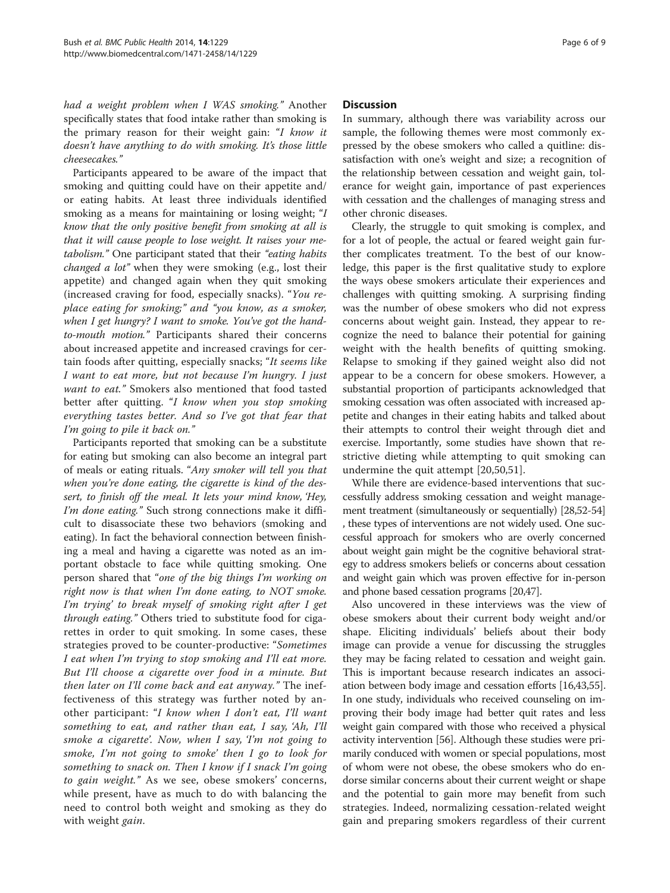*had a weight problem when I WAS smoking."* Another specifically states that food intake rather than smoking is the primary reason for their weight gain: *"I know it doesn't have anything to do with smoking. It's those little cheesecakes."*

Participants appeared to be aware of the impact that smoking and quitting could have on their appetite and/or eating habits. At least three individuals identified smoking as a means for maintaining or losing weight; *"I know that the only positive benefit from smoking at all is that it will cause people to lose weight. It raises your metabolism."* One participant stated that their *"eating habits changed a lot"* when they were smoking (e.g., lost their appetite) and changed again when they quit smoking (increased craving for food, especially snacks). *"You replace eating for smoking;"* and *"you know, as a smoker, when I get hungry? I want to smoke. You've got the hand-to-mouth motion."* Participants shared their concerns about increased appetite and increased cravings for certain foods after quitting, especially snacks; *"It seems like I want to eat more, but not because I'm hungry. I just want to eat."* Smokers also mentioned that food tasted better after quitting. *"I know when you stop smoking everything tastes better. And so I've got that fear that I'm going to pile it back on."*

Participants reported that smoking can be a substitute for eating but smoking can also become an integral part of meals or eating rituals. *"Any smoker will tell you that when you're done eating, the cigarette is kind of the dessert, to finish off the meal. It lets your mind know, 'Hey, I'm done eating."* Such strong connections make it difficult to disassociate these two behaviors (smoking and eating). In fact the behavioral connection between finishing a meal and having a cigarette was noted as an important obstacle to face while quitting smoking. One person shared that *"one of the big things I'm working on right now is that when I'm done eating, to NOT smoke. I'm tryin' to break myself of smoking right after I get through eating."* Others tried to substitute food for cigarettes in order to quit smoking. In some cases, these strategies proved to be counter-productive: *"Sometimes I eat when I'm trying to stop smoking and I'll eat more. But I'll choose a cigarette over food in a minute. But then later on I'll come back and eat anyway."* The ineffectiveness of this strategy was further noted by another participant: *"I know when I don't eat, I'll want something to eat, and rather than eat, I say, 'Ah, I'll smoke a cigarette'. Now, when I say, 'I'm not going to smoke, I'm not going to smoke' then I go to look for something to snack on. Then I know if I snack I'm going to gain weight."* As we see, obese smokers' concerns, while present, have as much to do with balancing the need to control both weight and smoking as they do with weight *gain*.

## Discussion

In summary, although there was variability across our sample, the following themes were most commonly expressed by the obese smokers who called a quitline: dissatisfaction with one's weight and size; a recognition of the relationship between cessation and weight gain, tolerance for weight gain, importance of past experiences with cessation and the challenges of managing stress and other chronic diseases.

Clearly, the struggle to quit smoking is complex, and for a lot of people, the actual or feared weight gain further complicates treatment. To the best of our knowledge, this paper is the first qualitative study to explore the ways obese smokers articulate their experiences and challenges with quitting smoking. A surprising finding was the number of obese smokers who did not express concerns about weight gain. Instead, they appear to recognize the need to balance their potential for gaining weight with the health benefits of quitting smoking. Relapse to smoking if they gained weight also did not appear to be a concern for obese smokers. However, a substantial proportion of participants acknowledged that smoking cessation was often associated with increased appetite and changes in their eating habits and talked about their attempts to control their weight through diet and exercise. Importantly, some studies have shown that restrictive dieting while attempting to quit smoking can undermine the quit attempt [20,50,51].

While there are evidence-based interventions that successfully address smoking cessation and weight management treatment (simultaneously or sequentially) [28,52-54], these types of interventions are not widely used. One successful approach for smokers who are overly concerned about weight gain might be the cognitive behavioral strategy to address smokers beliefs or concerns about cessation and weight gain which was proven effective for in-person and phone based cessation programs [20,47].

Also uncovered in these interviews was the view of obese smokers about their current body weight and/or shape. Eliciting individuals' beliefs about their body image can provide a venue for discussing the struggles they may be facing related to cessation and weight gain. This is important because research indicates an association between body image and cessation efforts [16,43,55]. In one study, individuals who received counseling on improving their body image had better quit rates and less weight gain compared with those who received a physical activity intervention [56]. Although these studies were primarily conduced with women or special populations, most of whom were not obese, the obese smokers who do endorse similar concerns about their current weight or shape and the potential to gain more may benefit from such strategies. Indeed, normalizing cessation-related weight gain and preparing smokers regardless of their current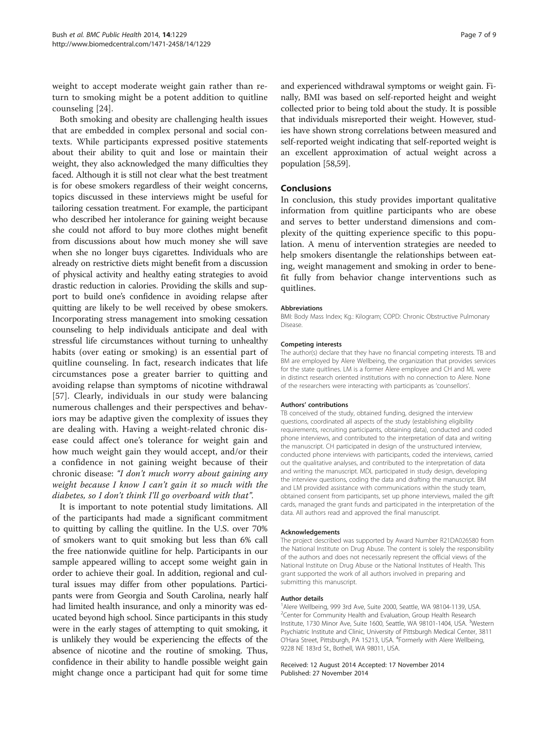weight to accept moderate weight gain rather than return to smoking might be a potent addition to quitline counseling [24].

Both smoking and obesity are challenging health issues that are embedded in complex personal and social contexts. While participants expressed positive statements about their ability to quit and lose or maintain their weight, they also acknowledged the many difficulties they faced. Although it is still not clear what the best treatment is for obese smokers regardless of their weight concerns, topics discussed in these interviews might be useful for tailoring cessation treatment. For example, the participant who described her intolerance for gaining weight because she could not afford to buy more clothes might benefit from discussions about how much money she will save when she no longer buys cigarettes. Individuals who are already on restrictive diets might benefit from a discussion of physical activity and healthy eating strategies to avoid drastic reduction in calories. Providing the skills and support to build one's confidence in avoiding relapse after quitting are likely to be well received by obese smokers. Incorporating stress management into smoking cessation counseling to help individuals anticipate and deal with stressful life circumstances without turning to unhealthy habits (over eating or smoking) is an essential part of quitline counseling. In fact, research indicates that life circumstances pose a greater barrier to quitting and avoiding relapse than symptoms of nicotine withdrawal [57]. Clearly, individuals in our study were balancing numerous challenges and their perspectives and behaviors may be adaptive given the complexity of issues they are dealing with. Having a weight-related chronic disease could affect one's tolerance for weight gain and how much weight gain they would accept, and/or their a confidence in not gaining weight because of their chronic disease: *"I don't much worry about gaining any weight because I know I can't gain it so much with the diabetes, so I don't think I'll go overboard with that".*

It is important to note potential study limitations. All of the participants had made a significant commitment to quitting by calling the quitline. In the U.S. over 70% of smokers want to quit smoking but less than 6% call the free nationwide quitline for help. Participants in our sample appeared willing to accept some weight gain in order to achieve their goal. In addition, regional and cultural issues may differ from other populations. Participants were from Georgia and South Carolina, nearly half had limited health insurance, and only a minority was educated beyond high school. Since participants in this study were in the early stages of attempting to quit smoking, it is unlikely they would be experiencing the effects of the absence of nicotine and the routine of smoking. Thus, confidence in their ability to handle possible weight gain might change once a participant had quit for some time and experienced withdrawal symptoms or weight gain. Finally, BMI was based on self-reported height and weight collected prior to being told about the study. It is possible that individuals misreported their weight. However, studies have shown strong correlations between measured and self-reported weight indicating that self-reported weight is an excellent approximation of actual weight across a population [58,59].

## Conclusions

In conclusion, this study provides important qualitative information from quitline participants who are obese and serves to better understand dimensions and complexity of the quitting experience specific to this population. A menu of intervention strategies are needed to help smokers disentangle the relationships between eating, weight management and smoking in order to benefit fully from behavior change interventions such as quitlines.

#### Abbreviations

BMI: Body Mass Index; Kg.: Kilogram; COPD: Chronic Obstructive Pulmonary Disease.

#### Competing interests

The author(s) declare that they have no financial competing interests. TB and BM are employed by Alere Wellbeing, the organization that provides services for the state quitlines. LM is a former Alere employee and CH and ML were in distinct research oriented institutions with no connection to Alere. None of the researchers were interacting with participants as 'counsellors'.

#### Authors' contributions

TB conceived of the study, obtained funding, designed the interview questions, coordinated all aspects of the study (establishing eligibility requirements, recruiting participants, obtaining data), conducted and coded phone interviews, and contributed to the interpretation of data and writing the manuscript. CH participated in design of the unstructured interview, conducted phone interviews with participants, coded the interviews, carried out the qualitative analyses, and contributed to the interpretation of data and writing the manuscript. MDL participated in study design, developing the interview questions, coding the data and drafting the manuscript. BM and LM provided assistance with communications within the study team, obtained consent from participants, set up phone interviews, mailed the gift cards, managed the grant funds and participated in the interpretation of the data. All authors read and approved the final manuscript.

#### Acknowledgements

The project described was supported by Award Number R21DA026580 from the National Institute on Drug Abuse. The content is solely the responsibility of the authors and does not necessarily represent the official views of the National Institute on Drug Abuse or the National Institutes of Health. This grant supported the work of all authors involved in preparing and submitting this manuscript.

#### Author details

[1]Alere Wellbeing, 999 3rd Ave, Suite 2000, Seattle, WA 98104-1139, USA. [2]Center for Community Health and Evaluation, Group Health Research Institute, 1730 Minor Ave, Suite 1600, Seattle, WA 98101-1404, USA. [3]Western Psychiatric Institute and Clinic, University of Pittsburgh Medical Center, 3811 O'Hara Street, Pittsburgh, PA 15213, USA. [4]Formerly with Alere Wellbeing, 9228 NE 183rd St., Bothell, WA 98011, USA.

Received: 12 August 2014 Accepted: 17 November 2014
Published: 27 November 2014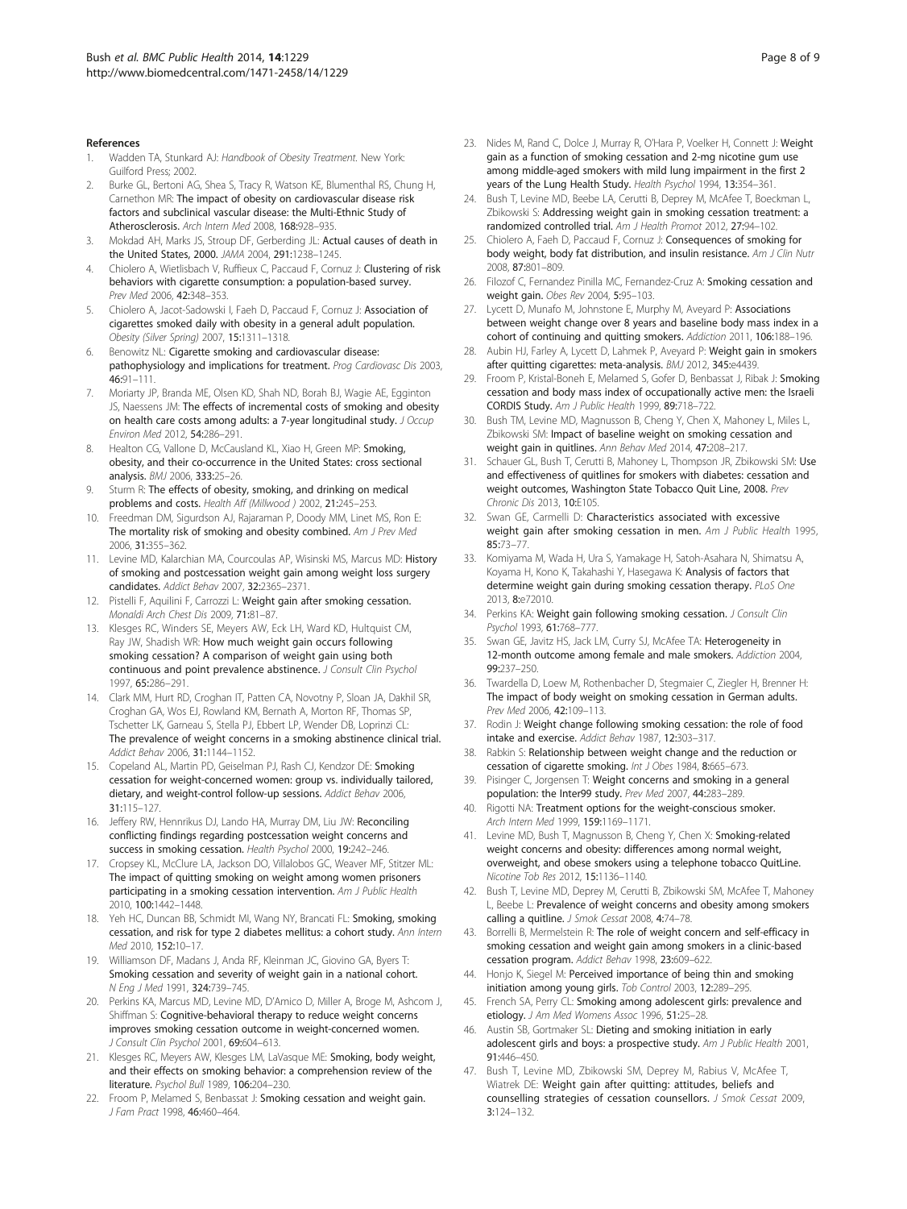## References

1. Wadden TA, Stunkard AJ: *Handbook of Obesity Treatment*. New York: Guilford Press; 2002.
2. Burke GL, Bertoni AG, Shea S, Tracy R, Watson KE, Blumenthal RS, Chung H, Carnethon MR: The impact of obesity on cardiovascular disease risk factors and subclinical vascular disease: the Multi-Ethnic Study of Atherosclerosis. *Arch Intern Med* 2008, **168**:928–935.
3. Mokdad AH, Marks JS, Stroup DF, Gerberding JL: Actual causes of death in the United States, 2000. *JAMA* 2004, **291**:1238–1245.
4. Chiolero A, Wietlisbach V, Ruffieux C, Paccaud F, Cornuz J: Clustering of risk behaviors with cigarette consumption: a population-based survey. *Prev Med* 2006, **42**:348–353.
5. Chiolero A, Jacot-Sadowski I, Faeh D, Paccaud F, Cornuz J: Association of cigarettes smoked daily with obesity in a general adult population. *Obesity (Silver Spring)* 2007, **15**:1311–1318.
6. Benowitz NL: Cigarette smoking and cardiovascular disease: pathophysiology and implications for treatment. *Prog Cardiovasc Dis* 2003, **46**:91–111.
7. Moriarty JP, Branda ME, Olsen KD, Shah ND, Borah BJ, Wagie AE, Egginton JS, Naessens JM: The effects of incremental costs of smoking and obesity on health care costs among adults: a 7-year longitudinal study. *J Occup Environ Med* 2012, **54**:286–291.
8. Healton CG, Vallone D, McCausland KL, Xiao H, Green MP: Smoking, obesity, and their co-occurrence in the United States: cross sectional analysis. *BMJ* 2006, **333**:25–26.
9. Sturm R: The effects of obesity, smoking, and drinking on medical problems and costs. *Health Aff (Millwood )* 2002, **21**:245–253.
10. Freedman DM, Sigurdson AJ, Rajaraman P, Doody MM, Linet MS, Ron E: The mortality risk of smoking and obesity combined. *Am J Prev Med* 2006, **31**:355–362.
11. Levine MD, Kalarchian MA, Courcoulas AP, Wisinski MS, Marcus MD: History of smoking and postcessation weight gain among weight loss surgery candidates. *Addict Behav* 2007, **32**:2365–2371.
12. Pistelli F, Aquilini F, Carrozzi L: Weight gain after smoking cessation. *Monaldi Arch Chest Dis* 2009, **71**:81–87.
13. Klesges RC, Winders SE, Meyers AW, Eck LH, Ward KD, Hultquist CM, Ray JW, Shadish WR: How much weight gain occurs following smoking cessation? A comparison of weight gain using both continuous and point prevalence abstinence. *J Consult Clin Psychol* 1997, **65**:286–291.
14. Clark MM, Hurt RD, Croghan IT, Patten CA, Novotny P, Sloan JA, Dakhil SR, Croghan GA, Wos EJ, Rowland KM, Bernath A, Morton RF, Thomas SP, Tschetter LK, Garneau S, Stella PJ, Ebbert LP, Wender DB, Loprinzi CL: The prevalence of weight concerns in a smoking abstinence clinical trial. *Addict Behav* 2006, **31**:1144–1152.
15. Copeland AL, Martin PD, Geiselman PJ, Rash CJ, Kendzor DE: Smoking cessation for weight-concerned women: group vs. individually tailored, dietary, and weight-control follow-up sessions. *Addict Behav* 2006, **31**:115–127.
16. Jeffery RW, Hennrikus DJ, Lando HA, Murray DM, Liu JW: Reconciling conflicting findings regarding postcessation weight concerns and success in smoking cessation. *Health Psychol* 2000, **19**:242–246.
17. Cropsey KL, McClure LA, Jackson DO, Villalobos GC, Weaver MF, Stitzer ML: The impact of quitting smoking on weight among women prisoners participating in a smoking cessation intervention. *Am J Public Health* 2010, **100**:1442–1448.
18. Yeh HC, Duncan BB, Schmidt MI, Wang NY, Brancati FL: Smoking, smoking cessation, and risk for type 2 diabetes mellitus: a cohort study. *Ann Intern Med* 2010, **152**:10–17.
19. Williamson DF, Madans J, Anda RF, Kleinman JC, Giovino GA, Byers T: Smoking cessation and severity of weight gain in a national cohort. *N Eng J Med* 1991, **324**:739–745.
20. Perkins KA, Marcus MD, Levine MD, D'Amico D, Miller A, Broge M, Ashcom J, Shiffman S: Cognitive-behavioral therapy to reduce weight concerns improves smoking cessation outcome in weight-concerned women. *J Consult Clin Psychol* 2001, **69**:604–613.
21. Klesges RC, Meyers AW, Klesges LM, LaVasque ME: Smoking, body weight, and their effects on smoking behavior: a comprehension review of the literature. *Psychol Bull* 1989, **106**:204–230.
22. Froom P, Melamed S, Benbassat J: Smoking cessation and weight gain. *J Fam Pract* 1998, **46**:460–464.
23. Nides M, Rand C, Dolce J, Murray R, O'Hara P, Voelker H, Connett J: Weight gain as a function of smoking cessation and 2-mg nicotine gum use among middle-aged smokers with mild lung impairment in the first 2 years of the Lung Health Study. *Health Psychol* 1994, **13**:354–361.
24. Bush T, Levine MD, Beebe LA, Cerutti B, Deprey M, McAfee T, Boeckman L, Zbikowski S: Addressing weight gain in smoking cessation treatment: a randomized controlled trial. *Am J Health Promot* 2012, **27**:94–102.
25. Chiolero A, Faeh D, Paccaud F, Cornuz J: Consequences of smoking for body weight, body fat distribution, and insulin resistance. *Am J Clin Nutr* 2008, **87**:801–809.
26. Filozof C, Fernandez Pinilla MC, Fernandez-Cruz A: Smoking cessation and weight gain. *Obes Rev* 2004, **5**:95–103.
27. Lycett D, Munafo M, Johnstone E, Murphy M, Aveyard P: Associations between weight change over 8 years and baseline body mass index in a cohort of continuing and quitting smokers. *Addiction* 2011, **106**:188–196.
28. Aubin HJ, Farley A, Lycett D, Lahmek P, Aveyard P: Weight gain in smokers after quitting cigarettes: meta-analysis. *BMJ* 2012, **345**:e4439.
29. Froom P, Kristal-Boneh E, Melamed S, Gofer D, Benbassat J, Ribak J: Smoking cessation and body mass index of occupationally active men: the Israeli CORDIS Study. *Am J Public Health* 1999, **89**:718–722.
30. Bush TM, Levine MD, Magnusson B, Cheng Y, Chen X, Mahoney L, Miles L, Zbikowski SM: Impact of baseline weight on smoking cessation and weight gain in quitlines. *Ann Behav Med* 2014, **47**:208–217.
31. Schauer GL, Bush T, Cerutti B, Mahoney L, Thompson JR, Zbikowski SM: Use and effectiveness of quitlines for smokers with diabetes: cessation and weight outcomes, Washington State Tobacco Quit Line, 2008. *Prev Chronic Dis* 2013, **10**:E105.
32. Swan GE, Carmelli D: Characteristics associated with excessive weight gain after smoking cessation in men. *Am J Public Health* 1995, **85**:73–77.
33. Komiyama M, Wada H, Ura S, Yamakage H, Satoh-Asahara N, Shimatsu A, Koyama H, Kono K, Takahashi Y, Hasegawa K: Analysis of factors that determine weight gain during smoking cessation therapy. *PLoS One* 2013, **8**:e72010.
34. Perkins KA: Weight gain following smoking cessation. *J Consult Clin Psychol* 1993, **61**:768–777.
35. Swan GE, Javitz HS, Jack LM, Curry SJ, McAfee TA: Heterogeneity in 12-month outcome among female and male smokers. *Addiction* 2004, **99**:237–250.
36. Twardella D, Loew M, Rothenbacher D, Stegmaier C, Ziegler H, Brenner H: The impact of body weight on smoking cessation in German adults. *Prev Med* 2006, **42**:109–113.
37. Rodin J: Weight change following smoking cessation: the role of food intake and exercise. *Addict Behav* 1987, **12**:303–317.
38. Rabkin S: Relationship between weight change and the reduction or cessation of cigarette smoking. *Int J Obes* 1984, **8**:665–673.
39. Pisinger C, Jorgensen T: Weight concerns and smoking in a general population: the Inter99 study. *Prev Med* 2007, **44**:283–289.
40. Rigotti NA: Treatment options for the weight-conscious smoker. *Arch Intern Med* 1999, **159**:1169–1171.
41. Levine MD, Bush T, Magnusson B, Cheng Y, Chen X: Smoking-related weight concerns and obesity: differences among normal weight, overweight, and obese smokers using a telephone tobacco QuitLine. *Nicotine Tob Res* 2012, **15**:1136–1140.
42. Bush T, Levine MD, Deprey M, Cerutti B, Zbikowski SM, McAfee T, Mahoney L, Beebe L: Prevalence of weight concerns and obesity among smokers calling a quitline. *J Smok Cessat* 2008, **4**:74–78.
43. Borrelli B, Mermelstein R: The role of weight concern and self-efficacy in smoking cessation and weight gain among smokers in a clinic-based cessation program. *Addict Behav* 1998, **23**:609–622.
44. Honjo K, Siegel M: Perceived importance of being thin and smoking initiation among young girls. *Tob Control* 2003, **12**:289–295.
45. French SA, Perry CL: Smoking among adolescent girls: prevalence and etiology. *J Am Med Womens Assoc* 1996, **51**:25–28.
46. Austin SB, Gortmaker SL: Dieting and smoking initiation in early adolescent girls and boys: a prospective study. *Am J Public Health* 2001, **91**:446–450.
47. Bush T, Levine MD, Zbikowski SM, Deprey M, Rabius V, McAfee T, Wiatrek DE: Weight gain after quitting: attitudes, beliefs and counselling strategies of cessation counsellors. *J Smok Cessat* 2009, **3**:124–132.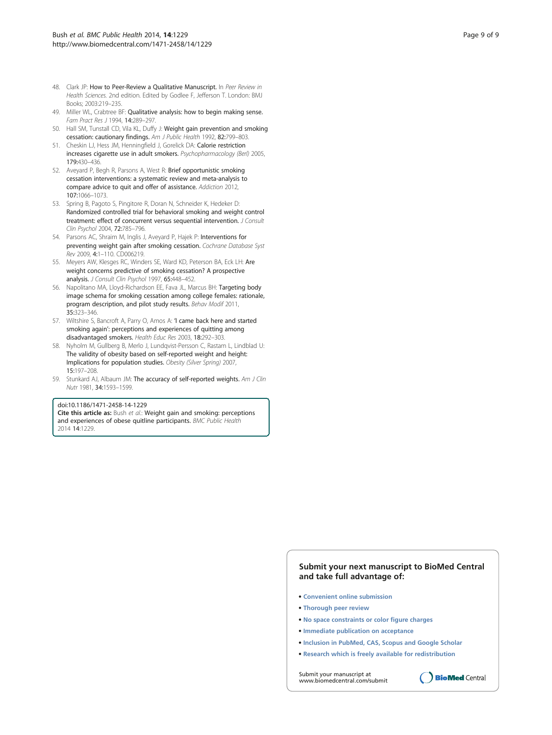48. Clark JP: **How to Peer-Review a Qualitative Manuscript.** In *Peer Review in Health Sciences.* 2nd edition. Edited by Godlee F, Jefferson T. London: BMJ Books; 2003:219–235.
49. Miller WL, Crabtree BF: **Qualitative analysis: how to begin making sense.** *Fam Pract Res J* 1994, **14:**289–297.
50. Hall SM, Tunstall CD, Vila KL, Duffy J: **Weight gain prevention and smoking cessation: cautionary findings.** *Am J Public Health* 1992, **82:**799–803.
51. Cheskin LJ, Hess JM, Henningfield J, Gorelick DA: **Calorie restriction increases cigarette use in adult smokers.** *Psychopharmacology (Berl)* 2005, **179:**430–436.
52. Aveyard P, Begh R, Parsons A, West R: **Brief opportunistic smoking cessation interventions: a systematic review and meta-analysis to compare advice to quit and offer of assistance.** *Addiction* 2012, **107:**1066–1073.
53. Spring B, Pagoto S, Pingitore R, Doran N, Schneider K, Hedeker D: **Randomized controlled trial for behavioral smoking and weight control treatment: effect of concurrent versus sequential intervention.** *J Consult Clin Psychol* 2004, **72:**785–796.
54. Parsons AC, Shraim M, Inglis J, Aveyard P, Hajek P: **Interventions for preventing weight gain after smoking cessation.** *Cochrane Database Syst Rev* 2009, **4:**1–110. CD006219.
55. Meyers AW, Klesges RC, Winders SE, Ward KD, Peterson BA, Eck LH: **Are weight concerns predictive of smoking cessation? A prospective analysis.** *J Consult Clin Psychol* 1997, **65:**448–452.
56. Napolitano MA, Lloyd-Richardson EE, Fava JL, Marcus BH: **Targeting body image schema for smoking cessation among college females: rationale, program description, and pilot study results.** *Behav Modif* 2011, **35:**323–346.
57. Wiltshire S, Bancroft A, Parry O, Amos A: **'I came back here and started smoking again': perceptions and experiences of quitting among disadvantaged smokers.** *Health Educ Res* 2003, **18:**292–303.
58. Nyholm M, Gullberg B, Merlo J, Lundqvist-Persson C, Rastam L, Lindblad U: **The validity of obesity based on self-reported weight and height: Implications for population studies.** *Obesity (Silver Spring)* 2007, **15:**197–208.
59. Stunkard AJ, Albaum JM: **The accuracy of self-reported weights.** *Am J Clin Nutr* 1981, **34:**1593–1599.

doi:10.1186/1471-2458-14-1229
**Cite this article as:** Bush *et al.*: Weight gain and smoking: perceptions and experiences of obese quitline participants. *BMC Public Health* 2014 **14**:1229.

**Submit your next manuscript to BioMed Central and take full advantage of:**

- **Convenient online submission**
- **Thorough peer review**
- **No space constraints or color figure charges**
- **Immediate publication on acceptance**
- **Inclusion in PubMed, CAS, Scopus and Google Scholar**
- **Research which is freely available for redistribution**

Submit your manuscript at
www.biomedcentral.com/submit

BioMed Central